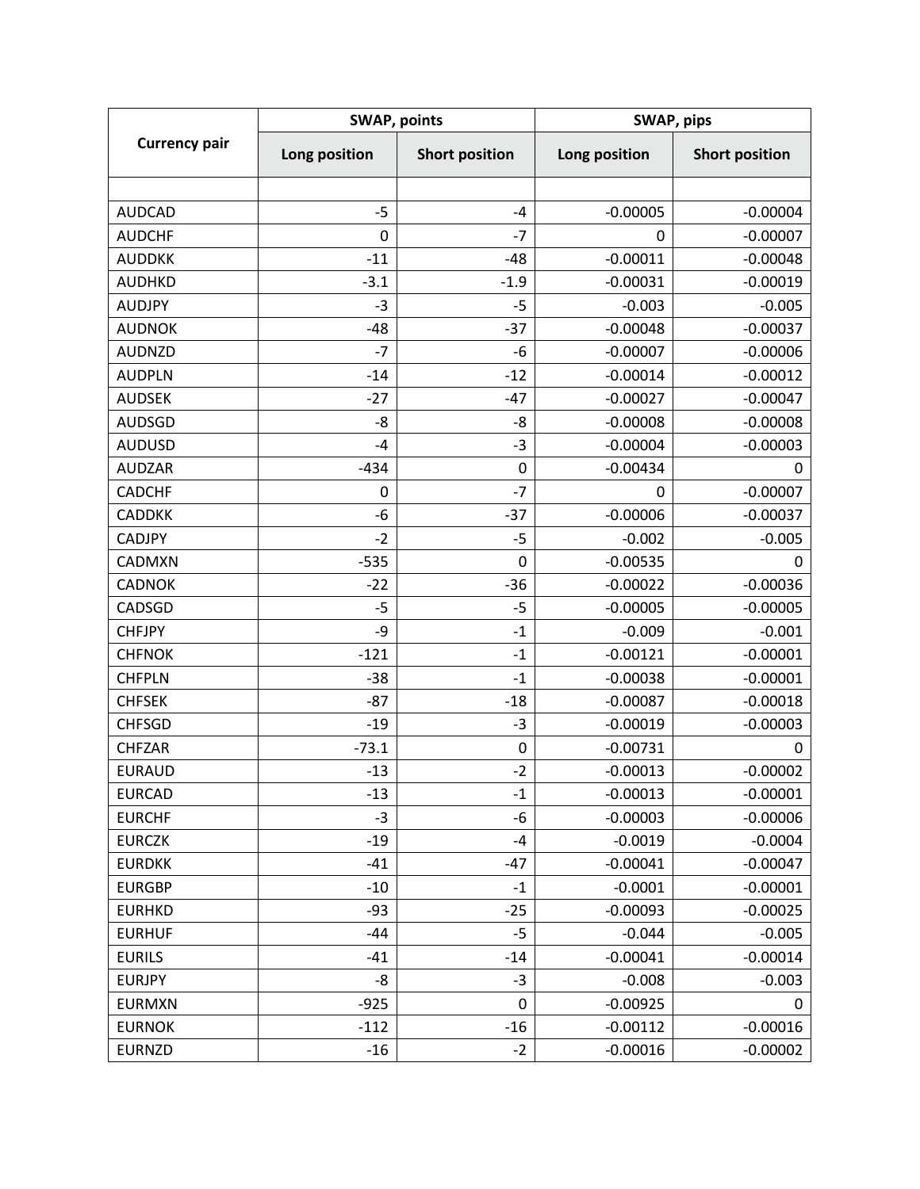| Currency pair | SWAP, points | | SWAP, pips | |
|---|---|---|---|---|
| | Long position | Short position | Long position | Short position |
| | | | | |
| AUDCAD | -5 | -4 | -0.00005 | -0.00004 |
| AUDCHF | 0 | -7 | 0 | -0.00007 |
| AUDDKK | -11 | -48 | -0.00011 | -0.00048 |
| AUDHKD | -3.1 | -1.9 | -0.00031 | -0.00019 |
| AUDJPY | -3 | -5 | -0.003 | -0.005 |
| AUDNOK | -48 | -37 | -0.00048 | -0.00037 |
| AUDNZD | -7 | -6 | -0.00007 | -0.00006 |
| AUDPLN | -14 | -12 | -0.00014 | -0.00012 |
| AUDSEK | -27 | -47 | -0.00027 | -0.00047 |
| AUDSGD | -8 | -8 | -0.00008 | -0.00008 |
| AUDUSD | -4 | -3 | -0.00004 | -0.00003 |
| AUDZAR | -434 | 0 | -0.00434 | 0 |
| CADCHF | 0 | -7 | 0 | -0.00007 |
| CADDKK | -6 | -37 | -0.00006 | -0.00037 |
| CADJPY | -2 | -5 | -0.002 | -0.005 |
| CADMXN | -535 | 0 | -0.00535 | 0 |
| CADNOK | -22 | -36 | -0.00022 | -0.00036 |
| CADSGD | -5 | -5 | -0.00005 | -0.00005 |
| CHFJPY | -9 | -1 | -0.009 | -0.001 |
| CHFNOK | -121 | -1 | -0.00121 | -0.00001 |
| CHFPLN | -38 | -1 | -0.00038 | -0.00001 |
| CHFSEK | -87 | -18 | -0.00087 | -0.00018 |
| CHFSGD | -19 | -3 | -0.00019 | -0.00003 |
| CHFZAR | -73.1 | 0 | -0.00731 | 0 |
| EURAUD | -13 | -2 | -0.00013 | -0.00002 |
| EURCAD | -13 | -1 | -0.00013 | -0.00001 |
| EURCHF | -3 | -6 | -0.00003 | -0.00006 |
| EURCZK | -19 | -4 | -0.0019 | -0.0004 |
| EURDKK | -41 | -47 | -0.00041 | -0.00047 |
| EURGBP | -10 | -1 | -0.0001 | -0.00001 |
| EURHKD | -93 | -25 | -0.00093 | -0.00025 |
| EURHUF | -44 | -5 | -0.044 | -0.005 |
| EURILS | -41 | -14 | -0.00041 | -0.00014 |
| EURJPY | -8 | -3 | -0.008 | -0.003 |
| EURMXN | -925 | 0 | -0.00925 | 0 |
| EURNOK | -112 | -16 | -0.00112 | -0.00016 |
| EURNZD | -16 | -2 | -0.00016 | -0.00002 |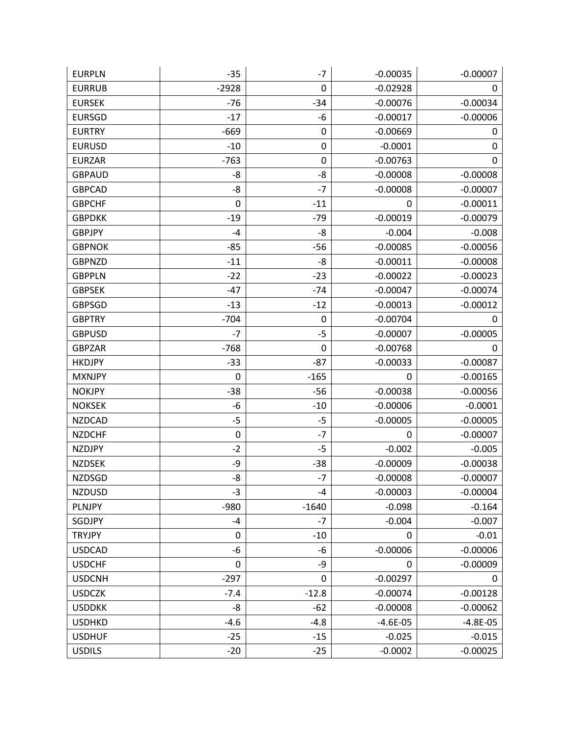| EURPLN | -35 | -7 | -0.00035 | -0.00007 |
|---|---|---|---|---|
| EURRUB | -2928 | 0 | -0.02928 | 0 |
| EURSEK | -76 | -34 | -0.00076 | -0.00034 |
| EURSGD | -17 | -6 | -0.00017 | -0.00006 |
| EURTRY | -669 | 0 | -0.00669 | 0 |
| EURUSD | -10 | 0 | -0.0001 | 0 |
| EURZAR | -763 | 0 | -0.00763 | 0 |
| GBPAUD | -8 | -8 | -0.00008 | -0.00008 |
| GBPCAD | -8 | -7 | -0.00008 | -0.00007 |
| GBPCHF | 0 | -11 | 0 | -0.00011 |
| GBPDKK | -19 | -79 | -0.00019 | -0.00079 |
| GBPJPY | -4 | -8 | -0.004 | -0.008 |
| GBPNOK | -85 | -56 | -0.00085 | -0.00056 |
| GBPNZD | -11 | -8 | -0.00011 | -0.00008 |
| GBPPLN | -22 | -23 | -0.00022 | -0.00023 |
| GBPSEK | -47 | -74 | -0.00047 | -0.00074 |
| GBPSGD | -13 | -12 | -0.00013 | -0.00012 |
| GBPTRY | -704 | 0 | -0.00704 | 0 |
| GBPUSD | -7 | -5 | -0.00007 | -0.00005 |
| GBPZAR | -768 | 0 | -0.00768 | 0 |
| HKDJPY | -33 | -87 | -0.00033 | -0.00087 |
| MXNJPY | 0 | -165 | 0 | -0.00165 |
| NOKJPY | -38 | -56 | -0.00038 | -0.00056 |
| NOKSEK | -6 | -10 | -0.00006 | -0.0001 |
| NZDCAD | -5 | -5 | -0.00005 | -0.00005 |
| NZDCHF | 0 | -7 | 0 | -0.00007 |
| NZDJPY | -2 | -5 | -0.002 | -0.005 |
| NZDSEK | -9 | -38 | -0.00009 | -0.00038 |
| NZDSGD | -8 | -7 | -0.00008 | -0.00007 |
| NZDUSD | -3 | -4 | -0.00003 | -0.00004 |
| PLNJPY | -980 | -1640 | -0.098 | -0.164 |
| SGDJPY | -4 | -7 | -0.004 | -0.007 |
| TRYJPY | 0 | -10 | 0 | -0.01 |
| USDCAD | -6 | -6 | -0.00006 | -0.00006 |
| USDCHF | 0 | -9 | 0 | -0.00009 |
| USDCNH | -297 | 0 | -0.00297 | 0 |
| USDCZK | -7.4 | -12.8 | -0.00074 | -0.00128 |
| USDDKK | -8 | -62 | -0.00008 | -0.00062 |
| USDHKD | -4.6 | -4.8 | -4.6E-05 | -4.8E-05 |
| USDHUF | -25 | -15 | -0.025 | -0.015 |
| USDILS | -20 | -25 | -0.0002 | -0.00025 |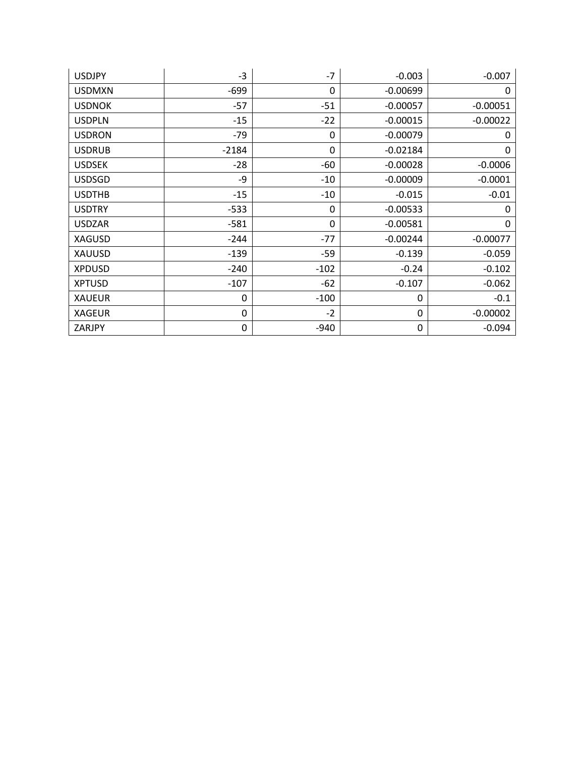| | | | | |
|---|---|---|---|---|
| USDJPY | -3 | -7 | -0.003 | -0.007 |
| USDMXN | -699 | 0 | -0.00699 | 0 |
| USDNOK | -57 | -51 | -0.00057 | -0.00051 |
| USDPLN | -15 | -22 | -0.00015 | -0.00022 |
| USDRON | -79 | 0 | -0.00079 | 0 |
| USDRUB | -2184 | 0 | -0.02184 | 0 |
| USDSEK | -28 | -60 | -0.00028 | -0.0006 |
| USDSGD | -9 | -10 | -0.00009 | -0.0001 |
| USDTHB | -15 | -10 | -0.015 | -0.01 |
| USDTRY | -533 | 0 | -0.00533 | 0 |
| USDZAR | -581 | 0 | -0.00581 | 0 |
| XAGUSD | -244 | -77 | -0.00244 | -0.00077 |
| XAUUSD | -139 | -59 | -0.139 | -0.059 |
| XPDUSD | -240 | -102 | -0.24 | -0.102 |
| XPTUSD | -107 | -62 | -0.107 | -0.062 |
| XAUEUR | 0 | -100 | 0 | -0.1 |
| XAGEUR | 0 | -2 | 0 | -0.00002 |
| ZARJPY | 0 | -940 | 0 | -0.094 |